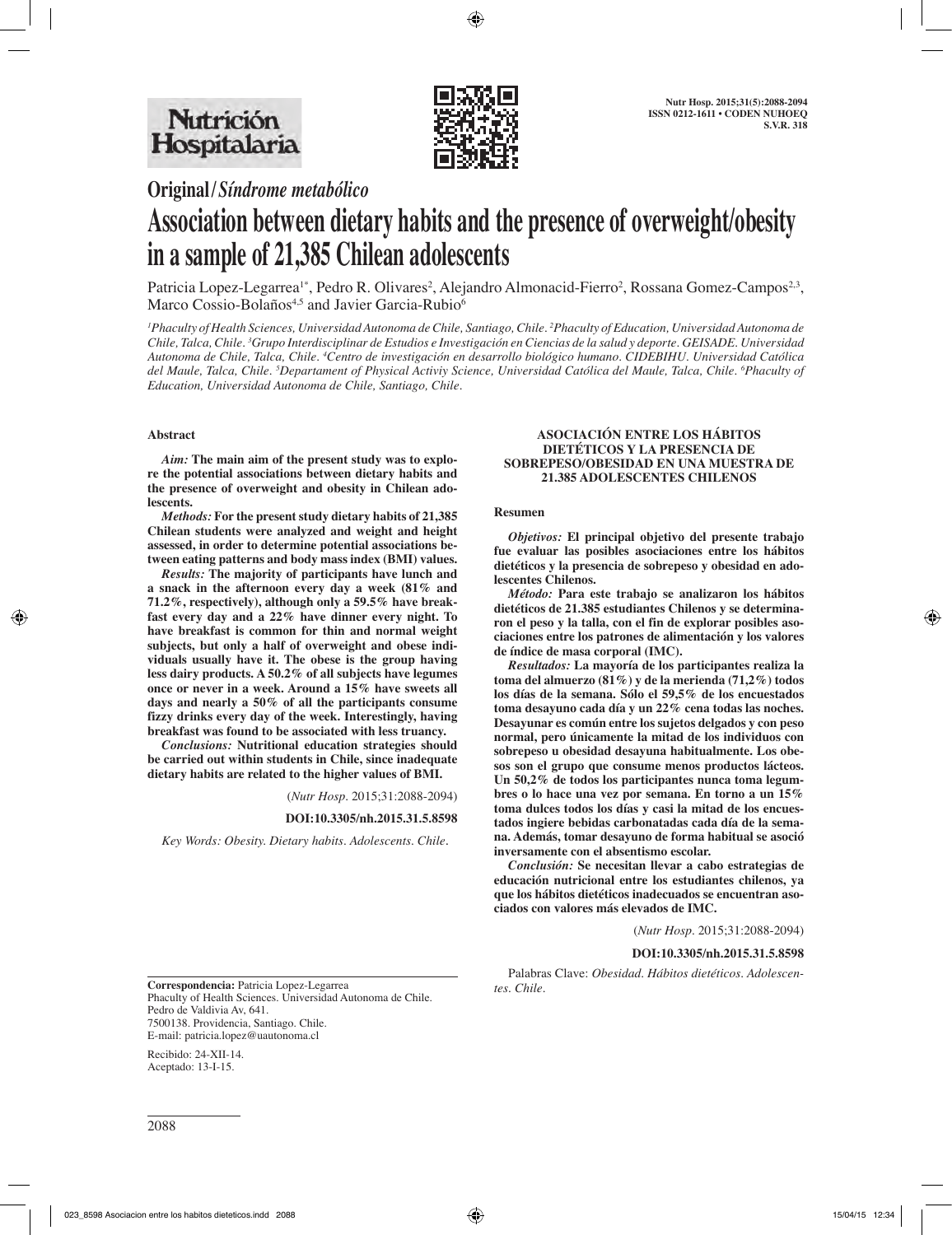**Original/*Síndrome metabólico***

# Association between dietary habits and the presence of overweight/obesity in a sample of 21,385 Chilean adolescents

Patricia Lopez-Legarrea[1*], Pedro R. Olivares[2], Alejandro Almonacid-Fierro[2], Rossana Gomez-Campos[2,3], Marco Cossio-Bolaños[4,5] and Javier Garcia-Rubio[6]

*[1]Phaculty of Health Sciences, Universidad Autonoma de Chile, Santiago, Chile. [2]Phaculty of Education, Universidad Autonoma de Chile, Talca, Chile. [3]Grupo Interdisciplinar de Estudios e Investigación en Ciencias de la salud y deporte. GEISADE. Universidad Autonoma de Chile, Talca, Chile. [4]Centro de investigación en desarrollo biológico humano. CIDEBIHU. Universidad Católica del Maule, Talca, Chile. [5]Department of Physical Activiy Science, Universidad Católica del Maule, Talca, Chile. [6]Phaculty of Education, Universidad Autonoma de Chile, Santiago, Chile.*

## Abstract

***Aim:*** **The main aim of the present study was to explore the potential associations between dietary habits and the presence of overweight and obesity in Chilean adolescents.**

***Methods:*** **For the present study dietary habits of 21,385 Chilean students were analyzed and weight and height assessed, in order to determine potential associations between eating patterns and body mass index (BMI) values.**

***Results:*** **The majority of participants have lunch and a snack in the afternoon every day a week (81% and 71.2%, respectively), although only a 59.5% have breakfast every day and a 22% have dinner every night. To have breakfast is common for thin and normal weight subjects, but only a half of overweight and obese individuals usually have it. The obese is the group having less dairy products. A 50.2% of all subjects have legumes once or never in a week. Around a 15% have sweets all days and nearly a 50% of all the participants consume fizzy drinks every day of the week. Interestingly, having breakfast was found to be associated with less truancy.**

***Conclusions:*** **Nutritional education strategies should be carried out within students in Chile, since inadequate dietary habits are related to the higher values of BMI.**

(*Nutr Hosp.* 2015;31:2088-2094)

**DOI:10.3305/nh.2015.31.5.8598**

*Key Words: Obesity. Dietary habits. Adolescents. Chile.*

## ASOCIACIÓN ENTRE LOS HÁBITOS DIETÉTICOS Y LA PRESENCIA DE SOBREPESO/OBESIDAD EN UNA MUESTRA DE 21.385 ADOLESCENTES CHILENOS

### Resumen

***Objetivos:*** **El principal objetivo del presente trabajo fue evaluar las posibles asociaciones entre los hábitos dietéticos y la presencia de sobrepeso y obesidad en adolescentes Chilenos.**

***Método:*** **Para este trabajo se analizaron los hábitos dietéticos de 21.385 estudiantes Chilenos y se determinaron el peso y la talla, con el fin de explorar posibles asociaciones entre los patrones de alimentación y los valores de índice de masa corporal (IMC).**

***Resultados:*** **La mayoría de los participantes realiza la toma del almuerzo (81%) y de la merienda (71,2%) todos los días de la semana. Sólo el 59,5% de los encuestados toma desayuno cada día y un 22% cena todas las noches. Desayunar es común entre los sujetos delgados y con peso normal, pero únicamente la mitad de los individuos con sobrepeso u obesidad desayuna habitualmente. Los obesos son el grupo que consume menos productos lácteos. Un 50,2% de todos los participantes nunca toma legumbres o lo hace una vez por semana. En torno a un 15% toma dulces todos los días y casi la mitad de los encuestados ingiere bebidas carbonatadas cada día de la semana. Además, tomar desayuno de forma habitual se asoció inversamente con el absentismo escolar.**

***Conclusión:*** **Se necesitan llevar a cabo estrategias de educación nutricional entre los estudiantes chilenos, ya que los hábitos dietéticos inadecuados se encuentran asociados con valores más elevados de IMC.**

(*Nutr Hosp.* 2015;31:2088-2094)

**DOI:10.3305/nh.2015.31.5.8598**

Palabras Clave: *Obesidad. Hábitos dietéticos. Adolescentes. Chile.*

---

**Correspondencia:** Patricia Lopez-Legarrea
Phaculty of Health Sciences. Universidad Autonoma de Chile.
Pedro de Valdivia Av, 641.
7500138. Providencia, Santiago. Chile.
E-mail: patricia.lopez@uautonoma.cl

Recibido: 24-XII-14.
Aceptado: 13-I-15.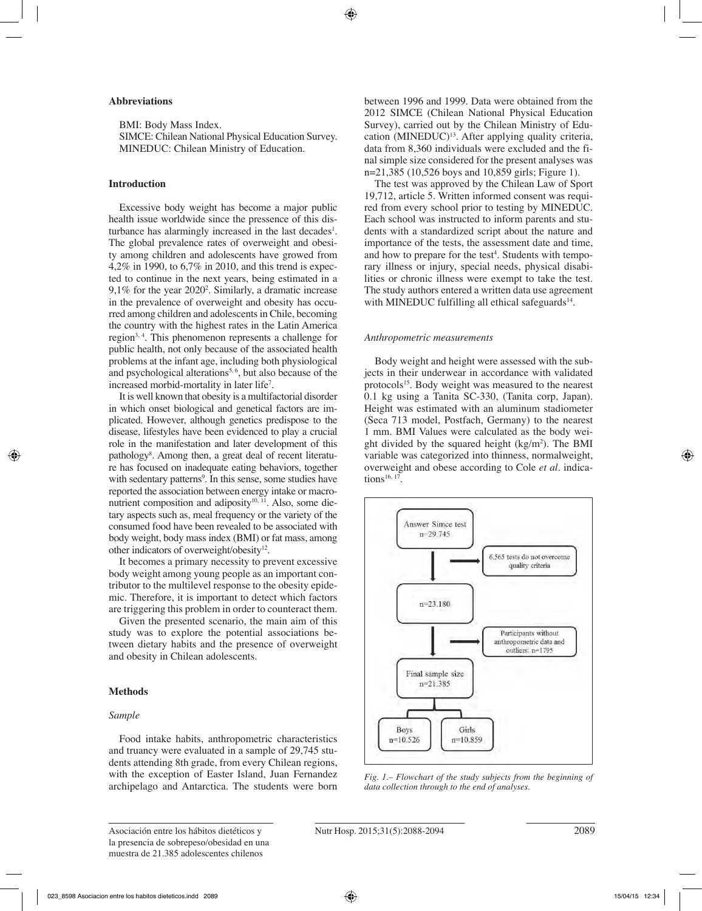## Abbreviations

BMI: Body Mass Index.
SIMCE: Chilean National Physical Education Survey.
MINEDUC: Chilean Ministry of Education.

## Introduction

Excessive body weight has become a major public health issue worldwide since the pressence of this disturbance has alarmingly increased in the last decades[1]. The global prevalence rates of overweight and obesity among children and adolescents have growed from 4,2% in 1990, to 6,7% in 2010, and this trend is expected to continue in the next years, being estimated in a 9,1% for the year 2020[2]. Similarly, a dramatic increase in the prevalence of overweight and obesity has occurred among children and adolescents in Chile, becoming the country with the highest rates in the Latin America region[3, 4]. This phenomenon represents a challenge for public health, not only because of the associated health problems at the infant age, including both physiological and psychological alterations[5, 6], but also because of the increased morbid-mortality in later life[7].

It is well known that obesity is a multifactorial disorder in which onset biological and genetical factors are implicated. However, although genetics predispose to the disease, lifestyles have been evidenced to play a crucial role in the manifestation and later development of this pathology[8]. Among then, a great deal of recent literature has focused on inadequate eating behaviors, together with sedentary patterns[9]. In this sense, some studies have reported the association between energy intake or macronutrient composition and adiposity[10, 11]. Also, some dietary aspects such as, meal frequency or the variety of the consumed food have been revealed to be associated with body weight, body mass index (BMI) or fat mass, among other indicators of overweight/obesity[12].

It becomes a primary necessity to prevent excessive body weight among young people as an important contributor to the multilevel response to the obesity epidemic. Therefore, it is important to detect which factors are triggering this problem in order to counteract them.

Given the presented scenario, the main aim of this study was to explore the potential associations between dietary habits and the presence of overweight and obesity in Chilean adolescents.

## Methods

### *Sample*

Food intake habits, anthropometric characteristics and truancy were evaluated in a sample of 29,745 students attending 8th grade, from every Chilean regions, with the exception of Easter Island, Juan Fernandez archipelago and Antarctica. The students were born between 1996 and 1999. Data were obtained from the 2012 SIMCE (Chilean National Physical Education Survey), carried out by the Chilean Ministry of Education (MINEDUC)[13]. After applying quality criteria, data from 8,360 individuals were excluded and the final simple size considered for the present analyses was n=21,385 (10,526 boys and 10,859 girls; Figure 1).

The test was approved by the Chilean Law of Sport 19,712, article 5. Written informed consent was required from every school prior to testing by MINEDUC. Each school was instructed to inform parents and students with a standardized script about the nature and importance of the tests, the assessment date and time, and how to prepare for the test[4]. Students with temporary illness or injury, special needs, physical disabilities or chronic illness were exempt to take the test. The study authors entered a written data use agreement with MINEDUC fulfilling all ethical safeguards[14].

### *Anthropometric measurements*

Body weight and height were assessed with the subjects in their underwear in accordance with validated protocols[15]. Body weight was measured to the nearest 0.1 kg using a Tanita SC-330, (Tanita corp, Japan). Height was estimated with an aluminum stadiometer (Seca 713 model, Postfach, Germany) to the nearest 1 mm. BMI Values were calculated as the body weight divided by the squared height (kg/m$^2$). The BMI variable was categorized into thinness, normalweight, overweight and obese according to Cole *et al*. indications[16, 17].

Answer Simce test n=29.745 → 6.565 tests do not overcome quality criteria → n=23.180 → Participants without anthropometric data and outliers: n=1795 → Final sample size n=21.385 → Boys n=10.526 / Girls n=10.859

*Fig. 1.– Flowchart of the study subjects from the beginning of data collection through to the end of analyses.*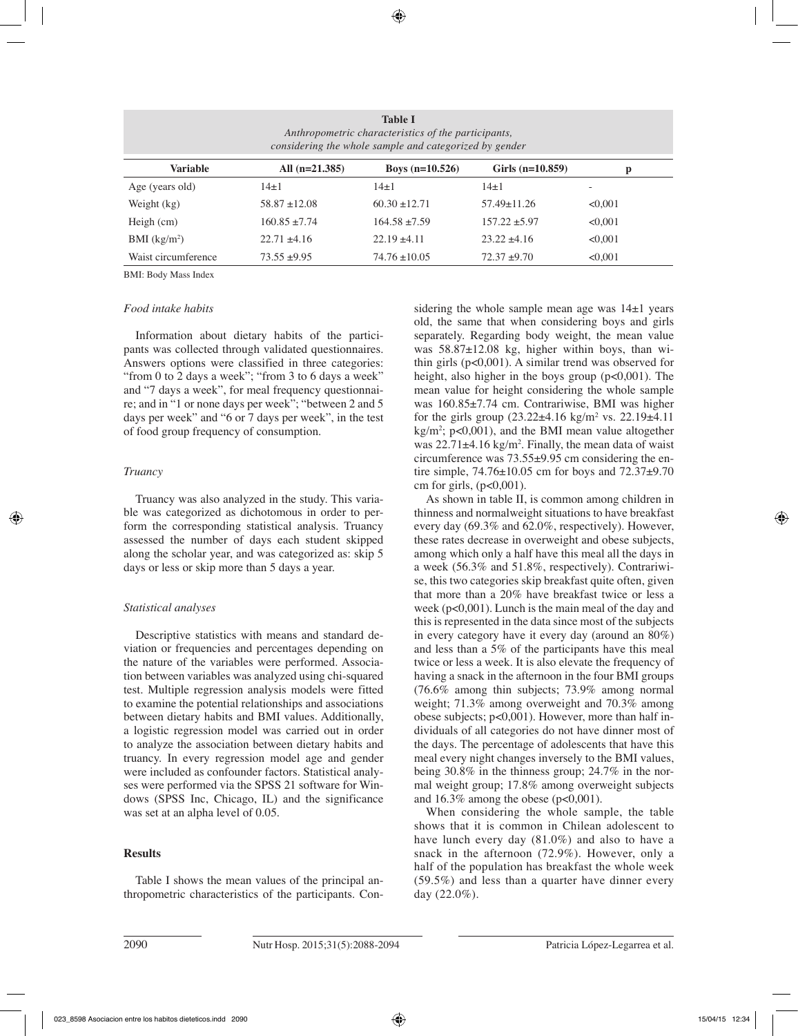**Table I**
*Anthropometric characteristics of the participants, considering the whole sample and categorized by gender*

| Variable | All (n=21.385) | Boys (n=10.526) | Girls (n=10.859) | p |
|---|---|---|---|---|
| Age (years old) | 14±1 | 14±1 | 14±1 | - |
| Weight (kg) | 58.87 ±12.08 | 60.30 ±12.71 | 57.49±11.26 | <0,001 |
| Heigh (cm) | 160.85 ±7.74 | 164.58 ±7.59 | 157.22 ±5.97 | <0,001 |
| BMI (kg/m²) | 22.71 ±4.16 | 22.19 ±4.11 | 23.22 ±4.16 | <0,001 |
| Waist circumference | 73.55 ±9.95 | 74.76 ±10.05 | 72.37 ±9.70 | <0,001 |

BMI: Body Mass Index

### *Food intake habits*

Information about dietary habits of the participants was collected through validated questionnaires. Answers options were classified in three categories: "from 0 to 2 days a week"; "from 3 to 6 days a week" and "7 days a week", for meal frequency questionnaire; and in "1 or none days per week"; "between 2 and 5 days per week" and "6 or 7 days per week", in the test of food group frequency of consumption.

### *Truancy*

Truancy was also analyzed in the study. This variable was categorized as dichotomous in order to perform the corresponding statistical analysis. Truancy assessed the number of days each student skipped along the scholar year, and was categorized as: skip 5 days or less or skip more than 5 days a year.

### *Statistical analyses*

Descriptive statistics with means and standard deviation or frequencies and percentages depending on the nature of the variables were performed. Association between variables was analyzed using chi-squared test. Multiple regression analysis models were fitted to examine the potential relationships and associations between dietary habits and BMI values. Additionally, a logistic regression model was carried out in order to analyze the association between dietary habits and truancy. In every regression model age and gender were included as confounder factors. Statistical analyses were performed via the SPSS 21 software for Windows (SPSS Inc, Chicago, IL) and the significance was set at an alpha level of 0.05.

## **Results**

Table I shows the mean values of the principal anthropometric characteristics of the participants. Considering the whole sample mean age was 14±1 years old, the same that when considering boys and girls separately. Regarding body weight, the mean value was 58.87±12.08 kg, higher within boys, than within girls (p<0,001). A similar trend was observed for height, also higher in the boys group (p<0,001). The mean value for height considering the whole sample was 160.85±7.74 cm. Contrariwise, BMI was higher for the girls group (23.22±4.16 kg/m² vs. 22.19±4.11 kg/m²; p<0,001), and the BMI mean value altogether was 22.71±4.16 kg/m². Finally, the mean data of waist circumference was 73.55±9.95 cm considering the entire simple, 74.76±10.05 cm for boys and 72.37±9.70 cm for girls, (p<0,001).

As shown in table II, is common among children in thinness and normalweight situations to have breakfast every day (69.3% and 62.0%, respectively). However, these rates decrease in overweight and obese subjects, among which only a half have this meal all the days in a week (56.3% and 51.8%, respectively). Contrariwise, this two categories skip breakfast quite often, given that more than a 20% have breakfast twice or less a week (p<0,001). Lunch is the main meal of the day and this is represented in the data since most of the subjects in every category have it every day (around an 80%) and less than a 5% of the participants have this meal twice or less a week. It is also elevate the frequency of having a snack in the afternoon in the four BMI groups (76.6% among thin subjects; 73.9% among normal weight; 71.3% among overweight and 70.3% among obese subjects; p<0,001). However, more than half individuals of all categories do not have dinner most of the days. The percentage of adolescents that have this meal every night changes inversely to the BMI values, being 30.8% in the thinness group; 24.7% in the normal weight group; 17.8% among overweight subjects and 16.3% among the obese (p<0,001).

When considering the whole sample, the table shows that it is common in Chilean adolescent to have lunch every day (81.0%) and also to have a snack in the afternoon (72.9%). However, only a half of the population has breakfast the whole week (59.5%) and less than a quarter have dinner every day (22.0%).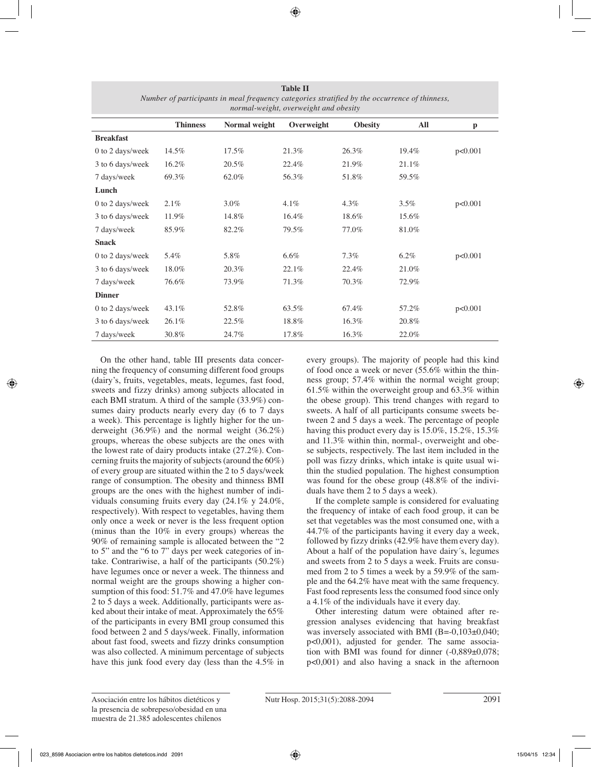**Table II**
*Number of participants in meal frequency categories stratified by the occurrence of thinness, normal-weight, overweight and obesity*

| | Thinness | Normal weight | Overweight | Obesity | All | p |
|---|---|---|---|---|---|---|
| **Breakfast** | | | | | | |
| 0 to 2 days/week | 14.5% | 17.5% | 21.3% | 26.3% | 19.4% | p<0.001 |
| 3 to 6 days/week | 16.2% | 20.5% | 22.4% | 21.9% | 21.1% | |
| 7 days/week | 69.3% | 62.0% | 56.3% | 51.8% | 59.5% | |
| **Lunch** | | | | | | |
| 0 to 2 days/week | 2.1% | 3.0% | 4.1% | 4.3% | 3.5% | p<0.001 |
| 3 to 6 days/week | 11.9% | 14.8% | 16.4% | 18.6% | 15.6% | |
| 7 days/week | 85.9% | 82.2% | 79.5% | 77.0% | 81.0% | |
| **Snack** | | | | | | |
| 0 to 2 days/week | 5.4% | 5.8% | 6.6% | 7.3% | 6.2% | p<0.001 |
| 3 to 6 days/week | 18.0% | 20.3% | 22.1% | 22.4% | 21.0% | |
| 7 days/week | 76.6% | 73.9% | 71.3% | 70.3% | 72.9% | |
| **Dinner** | | | | | | |
| 0 to 2 days/week | 43.1% | 52.8% | 63.5% | 67.4% | 57.2% | p<0.001 |
| 3 to 6 days/week | 26.1% | 22.5% | 18.8% | 16.3% | 20.8% | |
| 7 days/week | 30.8% | 24.7% | 17.8% | 16.3% | 22.0% | |

On the other hand, table III presents data concerning the frequency of consuming different food groups (dairy's, fruits, vegetables, meats, legumes, fast food, sweets and fizzy drinks) among subjects allocated in each BMI stratum. A third of the sample (33.9%) consumes dairy products nearly every day (6 to 7 days a week). This percentage is lightly higher for the underweight (36.9%) and the normal weight (36.2%) groups, whereas the obese subjects are the ones with the lowest rate of dairy products intake (27.2%). Concerning fruits the majority of subjects (around the 60%) of every group are situated within the 2 to 5 days/week range of consumption. The obesity and thinness BMI groups are the ones with the highest number of individuals consuming fruits every day (24.1% y 24.0%, respectively). With respect to vegetables, having them only once a week or never is the less frequent option (minus than the 10% in every groups) whereas the 90% of remaining sample is allocated between the "2 to 5" and the "6 to 7" days per week categories of intake. Contrariwise, a half of the participants (50.2%) have legumes once or never a week. The thinness and normal weight are the groups showing a higher consumption of this food: 51.7% and 47.0% have legumes 2 to 5 days a week. Additionally, participants were asked about their intake of meat. Approximately the 65% of the participants in every BMI group consumed this food between 2 and 5 days/week. Finally, information about fast food, sweets and fizzy drinks consumption was also collected. A minimum percentage of subjects have this junk food every day (less than the 4.5% in every groups). The majority of people had this kind of food once a week or never (55.6% within the thinness group; 57.4% within the normal weight group; 61.5% within the overweight group and 63.3% within the obese group). This trend changes with regard to sweets. A half of all participants consume sweets between 2 and 5 days a week. The percentage of people having this product every day is 15.0%, 15.2%, 15.3% and 11.3% within thin, normal-, overweight and obese subjects, respectively. The last item included in the poll was fizzy drinks, which intake is quite usual within the studied population. The highest consumption was found for the obese group (48.8% of the individuals have them 2 to 5 days a week).

If the complete sample is considered for evaluating the frequency of intake of each food group, it can be set that vegetables was the most consumed one, with a 44.7% of the participants having it every day a week, followed by fizzy drinks (42.9% have them every day). About a half of the population have dairy´s, legumes and sweets from 2 to 5 days a week. Fruits are consumed from 2 to 5 times a week by a 59.9% of the sample and the 64.2% have meat with the same frequency. Fast food represents less the consumed food since only a 4.1% of the individuals have it every day.

Other interesting datum were obtained after regression analyses evidencing that having breakfast was inversely associated with BMI (B=-0,103±0,040; p<0,001), adjusted for gender. The same association with BMI was found for dinner (-0,889±0,078; p<0,001) and also having a snack in the afternoon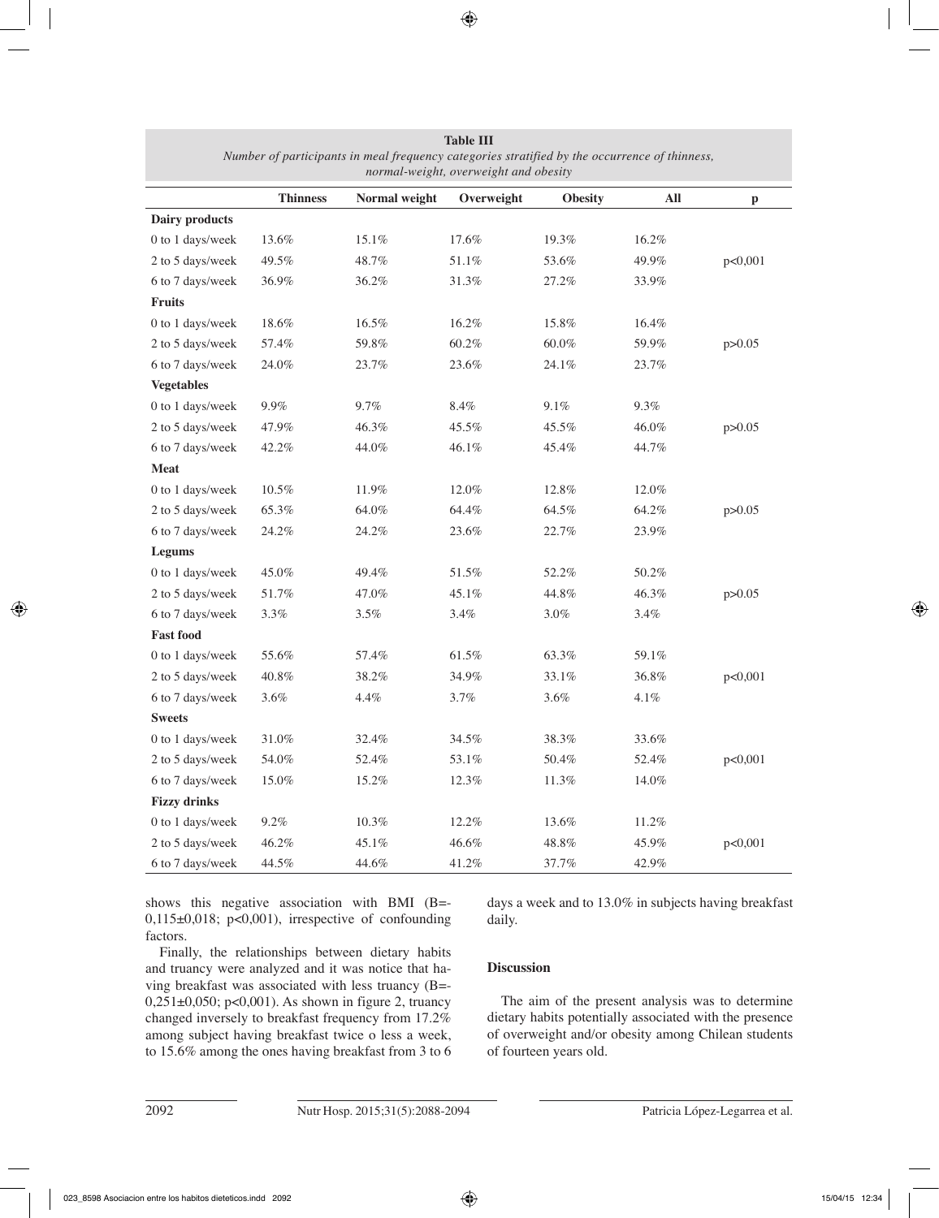**Table III**
*Number of participants in meal frequency categories stratified by the occurrence of thinness, normal-weight, overweight and obesity*

| | Thinness | Normal weight | Overweight | Obesity | All | p |
|---|---|---|---|---|---|---|
| **Dairy products** | | | | | | |
| 0 to 1 days/week | 13.6% | 15.1% | 17.6% | 19.3% | 16.2% | |
| 2 to 5 days/week | 49.5% | 48.7% | 51.1% | 53.6% | 49.9% | p<0,001 |
| 6 to 7 days/week | 36.9% | 36.2% | 31.3% | 27.2% | 33.9% | |
| **Fruits** | | | | | | |
| 0 to 1 days/week | 18.6% | 16.5% | 16.2% | 15.8% | 16.4% | |
| 2 to 5 days/week | 57.4% | 59.8% | 60.2% | 60.0% | 59.9% | p>0.05 |
| 6 to 7 days/week | 24.0% | 23.7% | 23.6% | 24.1% | 23.7% | |
| **Vegetables** | | | | | | |
| 0 to 1 days/week | 9.9% | 9.7% | 8.4% | 9.1% | 9.3% | |
| 2 to 5 days/week | 47.9% | 46.3% | 45.5% | 45.5% | 46.0% | p>0.05 |
| 6 to 7 days/week | 42.2% | 44.0% | 46.1% | 45.4% | 44.7% | |
| **Meat** | | | | | | |
| 0 to 1 days/week | 10.5% | 11.9% | 12.0% | 12.8% | 12.0% | |
| 2 to 5 days/week | 65.3% | 64.0% | 64.4% | 64.5% | 64.2% | p>0.05 |
| 6 to 7 days/week | 24.2% | 24.2% | 23.6% | 22.7% | 23.9% | |
| **Legums** | | | | | | |
| 0 to 1 days/week | 45.0% | 49.4% | 51.5% | 52.2% | 50.2% | |
| 2 to 5 days/week | 51.7% | 47.0% | 45.1% | 44.8% | 46.3% | p>0.05 |
| 6 to 7 days/week | 3.3% | 3.5% | 3.4% | 3.0% | 3.4% | |
| **Fast food** | | | | | | |
| 0 to 1 days/week | 55.6% | 57.4% | 61.5% | 63.3% | 59.1% | |
| 2 to 5 days/week | 40.8% | 38.2% | 34.9% | 33.1% | 36.8% | p<0,001 |
| 6 to 7 days/week | 3.6% | 4.4% | 3.7% | 3.6% | 4.1% | |
| **Sweets** | | | | | | |
| 0 to 1 days/week | 31.0% | 32.4% | 34.5% | 38.3% | 33.6% | |
| 2 to 5 days/week | 54.0% | 52.4% | 53.1% | 50.4% | 52.4% | p<0,001 |
| 6 to 7 days/week | 15.0% | 15.2% | 12.3% | 11.3% | 14.0% | |
| **Fizzy drinks** | | | | | | |
| 0 to 1 days/week | 9.2% | 10.3% | 12.2% | 13.6% | 11.2% | |
| 2 to 5 days/week | 46.2% | 45.1% | 46.6% | 48.8% | 45.9% | p<0,001 |
| 6 to 7 days/week | 44.5% | 44.6% | 41.2% | 37.7% | 42.9% | |

shows this negative association with BMI (B=-0,115±0,018; p<0,001), irrespective of confounding factors.

Finally, the relationships between dietary habits and truancy were analyzed and it was notice that having breakfast was associated with less truancy (B=-0,251±0,050; p<0,001). As shown in figure 2, truancy changed inversely to breakfast frequency from 17.2% among subject having breakfast twice o less a week, to 15.6% among the ones having breakfast from 3 to 6 days a week and to 13.0% in subjects having breakfast daily.

## Discussion

The aim of the present analysis was to determine dietary habits potentially associated with the presence of overweight and/or obesity among Chilean students of fourteen years old.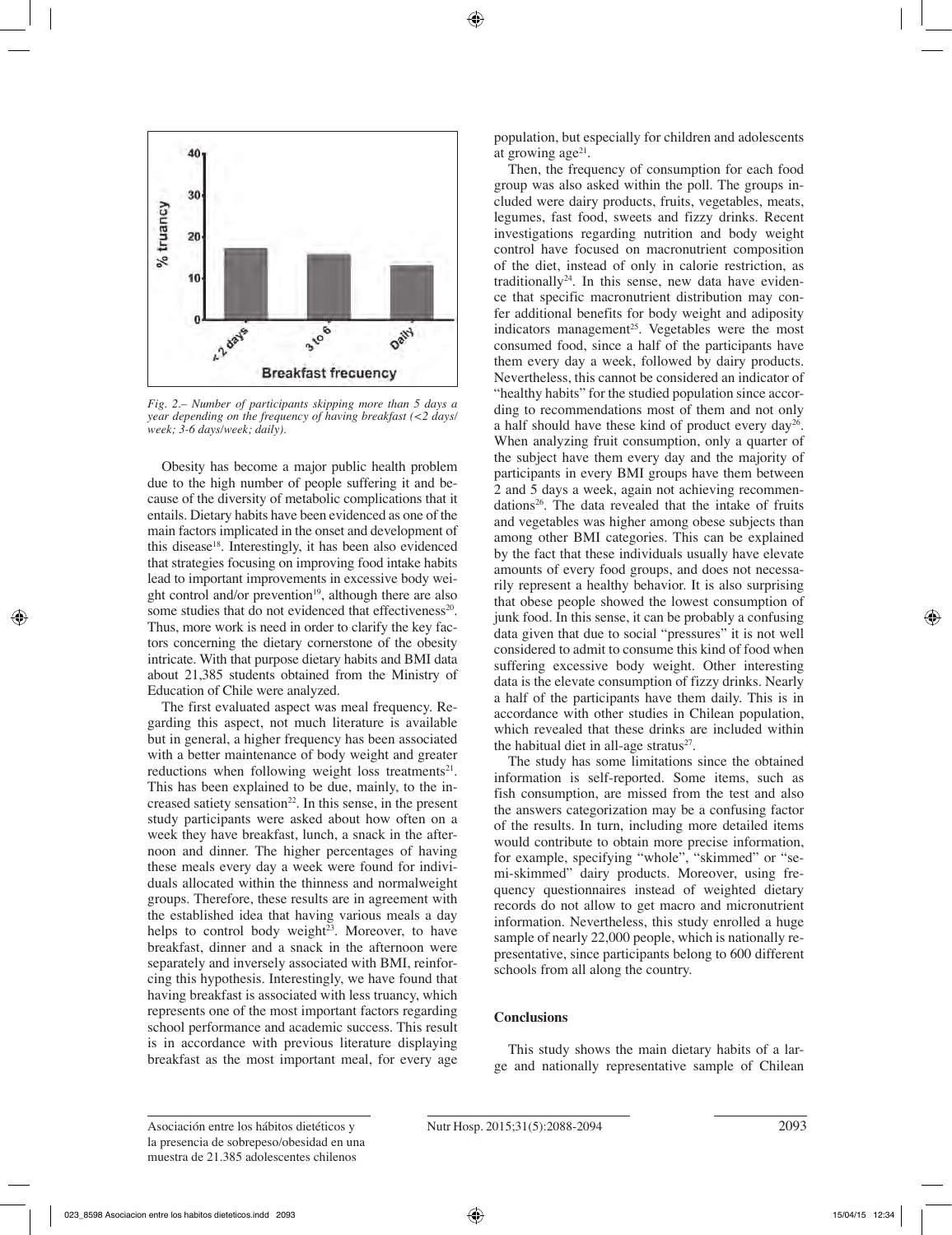*Fig. 2.– Number of participants skipping more than 5 days a year depending on the frequency of having breakfast (<2 days/week; 3-6 days/week; daily).*

Obesity has become a major public health problem due to the high number of people suffering it and because of the diversity of metabolic complications that it entails. Dietary habits have been evidenced as one of the main factors implicated in the onset and development of this disease[18]. Interestingly, it has been also evidenced that strategies focusing on improving food intake habits lead to important improvements in excessive body weight control and/or prevention[19], although there are also some studies that do not evidenced that effectiveness[20]. Thus, more work is need in order to clarify the key factors concerning the dietary cornerstone of the obesity intricate. With that purpose dietary habits and BMI data about 21,385 students obtained from the Ministry of Education of Chile were analyzed.

The first evaluated aspect was meal frequency. Regarding this aspect, not much literature is available but in general, a higher frequency has been associated with a better maintenance of body weight and greater reductions when following weight loss treatments[21]. This has been explained to be due, mainly, to the increased satiety sensation[22]. In this sense, in the present study participants were asked about how often on a week they have breakfast, lunch, a snack in the afternoon and dinner. The higher percentages of having these meals every day a week were found for individuals allocated within the thinness and normalweight groups. Therefore, these results are in agreement with the established idea that having various meals a day helps to control body weight[23]. Moreover, to have breakfast, dinner and a snack in the afternoon were separately and inversely associated with BMI, reinforcing this hypothesis. Interestingly, we have found that having breakfast is associated with less truancy, which represents one of the most important factors regarding school performance and academic success. This result is in accordance with previous literature displaying breakfast as the most important meal, for every age population, but especially for children and adolescents at growing age[21].

Then, the frequency of consumption for each food group was also asked within the poll. The groups included were dairy products, fruits, vegetables, meats, legumes, fast food, sweets and fizzy drinks. Recent investigations regarding nutrition and body weight control have focused on macronutrient composition of the diet, instead of only in calorie restriction, as traditionally[24]. In this sense, new data have evidence that specific macronutrient distribution may confer additional benefits for body weight and adiposity indicators management[25]. Vegetables were the most consumed food, since a half of the participants have them every day a week, followed by dairy products. Nevertheless, this cannot be considered an indicator of "healthy habits" for the studied population since according to recommendations most of them and not only a half should have these kind of product every day[26]. When analyzing fruit consumption, only a quarter of the subject have them every day and the majority of participants in every BMI groups have them between 2 and 5 days a week, again not achieving recommendations[26]. The data revealed that the intake of fruits and vegetables was higher among obese subjects than among other BMI categories. This can be explained by the fact that these individuals usually have elevate amounts of every food groups, and does not necessarily represent a healthy behavior. It is also surprising that obese people showed the lowest consumption of junk food. In this sense, it can be probably a confusing data given that due to social "pressures" it is not well considered to admit to consume this kind of food when suffering excessive body weight. Other interesting data is the elevate consumption of fizzy drinks. Nearly a half of the participants have them daily. This is in accordance with other studies in Chilean population, which revealed that these drinks are included within the habitual diet in all-age stratus[27].

The study has some limitations since the obtained information is self-reported. Some items, such as fish consumption, are missed from the test and also the answers categorization may be a confusing factor of the results. In turn, including more detailed items would contribute to obtain more precise information, for example, specifying "whole", "skimmed" or "semi-skimmed" dairy products. Moreover, using frequency questionnaires instead of weighted dietary records do not allow to get macro and micronutrient information. Nevertheless, this study enrolled a huge sample of nearly 22,000 people, which is nationally representative, since participants belong to 600 different schools from all along the country.

## Conclusions

This study shows the main dietary habits of a large and nationally representative sample of Chilean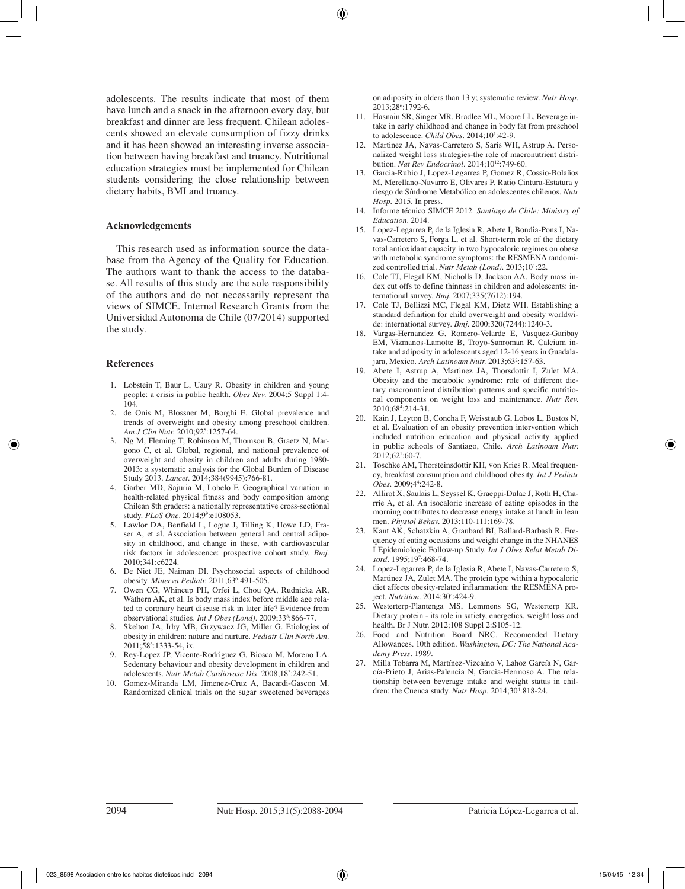adolescents. The results indicate that most of them have lunch and a snack in the afternoon every day, but breakfast and dinner are less frequent. Chilean adolescents showed an elevate consumption of fizzy drinks and it has been showed an interesting inverse association between having breakfast and truancy. Nutritional education strategies must be implemented for Chilean students considering the close relationship between dietary habits, BMI and truancy.

## Acknowledgements

This research used as information source the database from the Agency of the Quality for Education. The authors want to thank the access to the database. All results of this study are the sole responsibility of the authors and do not necessarily represent the views of SIMCE. Internal Research Grants from the Universidad Autonoma de Chile (07/2014) supported the study.

## References

1. Lobstein T, Baur L, Uauy R. Obesity in children and young people: a crisis in public health. *Obes Rev.* 2004;5 Suppl 1:4-104.
2. de Onis M, Blossner M, Borghi E. Global prevalence and trends of overweight and obesity among preschool children. *Am J Clin Nutr.* 2010;92[5]:1257-64.
3. Ng M, Fleming T, Robinson M, Thomson B, Graetz N, Margono C, et al. Global, regional, and national prevalence of overweight and obesity in children and adults during 1980-2013: a systematic analysis for the Global Burden of Disease Study 2013. *Lancet*. 2014;384(9945):766-81.
4. Garber MD, Sajuria M, Lobelo F. Geographical variation in health-related physical fitness and body composition among Chilean 8th graders: a nationally representative cross-sectional study. *PLoS One*. 2014;9[9]:e108053.
5. Lawlor DA, Benfield L, Logue J, Tilling K, Howe LD, Fraser A, et al. Association between general and central adiposity in childhood, and change in these, with cardiovascular risk factors in adolescence: prospective cohort study. *Bmj.* 2010;341:c6224.
6. De Niet JE, Naiman DI. Psychosocial aspects of childhood obesity. *Minerva Pediatr.* 2011;63[6]:491-505.
7. Owen CG, Whincup PH, Orfei L, Chou QA, Rudnicka AR, Wathern AK, et al. Is body mass index before middle age related to coronary heart disease risk in later life? Evidence from observational studies. *Int J Obes (Lond)*. 2009;33[8]:866-77.
8. Skelton JA, Irby MB, Grzywacz JG, Miller G. Etiologies of obesity in children: nature and nurture. *Pediatr Clin North Am*. 2011;58[6]:1333-54, ix.
9. Rey-Lopez JP, Vicente-Rodriguez G, Biosca M, Moreno LA. Sedentary behaviour and obesity development in children and adolescents. *Nutr Metab Cardiovasc Dis*. 2008;18[3]:242-51.
10. Gomez-Miranda LM, Jimenez-Cruz A, Bacardi-Gascon M. Randomized clinical trials on the sugar sweetened beverages on adiposity in olders than 13 y; systematic review. *Nutr Hosp*. 2013;28[6]:1792-6.
11. Hasnain SR, Singer MR, Bradlee ML, Moore LL. Beverage intake in early childhood and change in body fat from preschool to adolescence. *Child Obes*. 2014;10[1]:42-9.
12. Martinez JA, Navas-Carretero S, Saris WH, Astrup A. Personalized weight loss strategies-the role of macronutrient distribution. *Nat Rev Endocrinol*. 2014;10[12]:749-60.
13. Garcia-Rubio J, Lopez-Legarrea P, Gomez R, Cossio-Bolaños M, Merellano-Navarro E, Olivares P. Ratio Cintura-Estatura y riesgo de Síndrome Metabólico en adolescentes chilenos. *Nutr Hosp*. 2015. In press.
14. Informe técnico SIMCE 2012. *Santiago de Chile: Ministry of Education*. 2014.
15. Lopez-Legarrea P, de la Iglesia R, Abete I, Bondia-Pons I, Navas-Carretero S, Forga L, et al. Short-term role of the dietary total antioxidant capacity in two hypocaloric regimes on obese with metabolic syndrome symptoms: the RESMENA randomized controlled trial. *Nutr Metab (Lond)*. 2013;10[1]:22.
16. Cole TJ, Flegal KM, Nicholls D, Jackson AA. Body mass index cut offs to define thinness in children and adolescents: international survey. *Bmj*. 2007;335(7612):194.
17. Cole TJ, Bellizzi MC, Flegal KM, Dietz WH. Establishing a standard definition for child overweight and obesity worldwide: international survey. *Bmj.* 2000;320(7244):1240-3.
18. Vargas-Hernandez G, Romero-Velarde E, Vasquez-Garibay EM, Vizmanos-Lamotte B, Troyo-Sanroman R. Calcium intake and adiposity in adolescents aged 12-16 years in Guadalajara, Mexico. *Arch Latinoam Nutr.* 2013;63[2]:157-63.
19. Abete I, Astrup A, Martinez JA, Thorsdottir I, Zulet MA. Obesity and the metabolic syndrome: role of different dietary macronutrient distribution patterns and specific nutritional components on weight loss and maintenance. *Nutr Rev.* 2010;68[4]:214-31.
20. Kain J, Leyton B, Concha F, Weisstaub G, Lobos L, Bustos N, et al. Evaluation of an obesity prevention intervention which included nutrition education and physical activity applied in public schools of Santiago, Chile. *Arch Latinoam Nutr.* 2012;62[1]:60-7.
21. Toschke AM, Thorsteinsdottir KH, von Kries R. Meal frequency, breakfast consumption and childhood obesity. *Int J Pediatr Obes*. 2009;4[4]:242-8.
22. Allirot X, Saulais L, Seyssel K, Graeppi-Dulac J, Roth H, Charrie A, et al. An isocaloric increase of eating episodes in the morning contributes to decrease energy intake at lunch in lean men. *Physiol Behav*. 2013;110-111:169-78.
23. Kant AK, Schatzkin A, Graubard BI, Ballard-Barbash R. Frequency of eating occasions and weight change in the NHANES I Epidemiologic Follow-up Study. *Int J Obes Relat Metab Disord*. 1995;19[7]:468-74.
24. Lopez-Legarrea P, de la Iglesia R, Abete I, Navas-Carretero S, Martinez JA, Zulet MA. The protein type within a hypocaloric diet affects obesity-related inflammation: the RESMENA project. *Nutrition*. 2014;30[4]:424-9.
25. Westerterp-Plantenga MS, Lemmens SG, Westerterp KR. Dietary protein - its role in satiety, energetics, weight loss and health. Br J Nutr. 2012;108 Suppl 2:S105-12.
26. Food and Nutrition Board NRC. Recomended Dietary Allowances. 10th edition. *Washington, DC: The National Academy Press*. 1989.
27. Milla Tobarra M, Martínez-Vizcaíno V, Lahoz García N, García-Prieto J, Arias-Palencia N, Garcia-Hermoso A. The relationship between beverage intake and weight status in children: the Cuenca study. *Nutr Hosp*. 2014;30[4]:818-24.